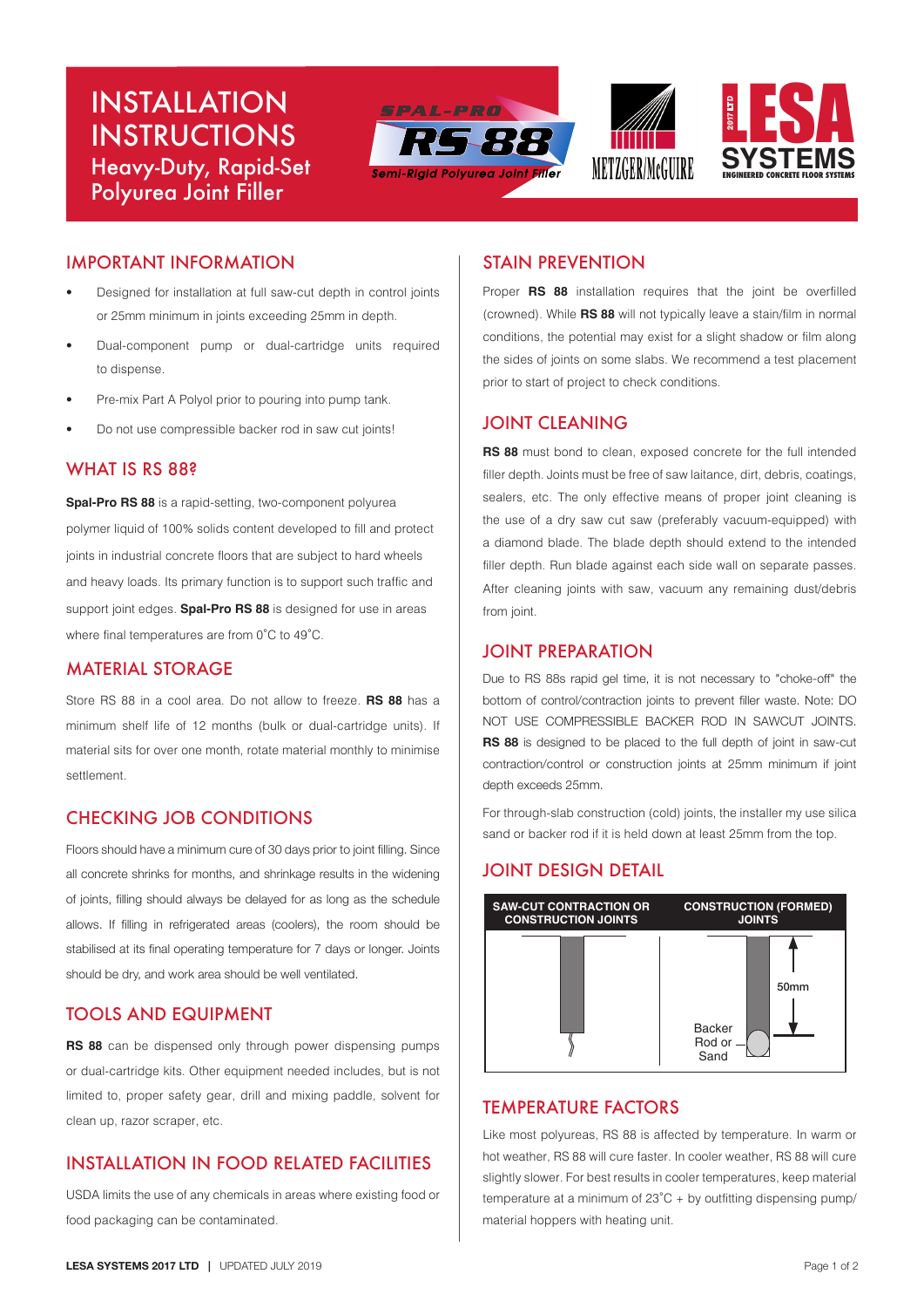# INSTALLATION INSTRUCTIONS

## Heavy-Duty, Rapid-Set Polyurea Joint Filler

SPAL-PRO RS 88 — Semi-Rigid Polyurea Joint Filler

METZGER/McGUIRE

LESA SYSTEMS 2017 LTD — ENGINEERED CONCRETE FLOOR SYSTEMS

## IMPORTANT INFORMATION

- Designed for installation at full saw-cut depth in control joints or 25mm minimum in joints exceeding 25mm in depth.
- Dual-component pump or dual-cartridge units required to dispense.
- Pre-mix Part A Polyol prior to pouring into pump tank.
- Do not use compressible backer rod in saw cut joints!

## WHAT IS RS 88?

**Spal-Pro RS 88** is a rapid-setting, two-component polyurea polymer liquid of 100% solids content developed to fill and protect joints in industrial concrete floors that are subject to hard wheels and heavy loads. Its primary function is to support such traffic and support joint edges. **Spal-Pro RS 88** is designed for use in areas where final temperatures are from 0˚C to 49˚C.

## MATERIAL STORAGE

Store RS 88 in a cool area. Do not allow to freeze. **RS 88** has a minimum shelf life of 12 months (bulk or dual-cartridge units). If material sits for over one month, rotate material monthly to minimise settlement.

## CHECKING JOB CONDITIONS

Floors should have a minimum cure of 30 days prior to joint filling. Since all concrete shrinks for months, and shrinkage results in the widening of joints, filling should always be delayed for as long as the schedule allows. If filling in refrigerated areas (coolers), the room should be stabilised at its final operating temperature for 7 days or longer. Joints should be dry, and work area should be well ventilated.

## TOOLS AND EQUIPMENT

**RS 88** can be dispensed only through power dispensing pumps or dual-cartridge kits. Other equipment needed includes, but is not limited to, proper safety gear, drill and mixing paddle, solvent for clean up, razor scraper, etc.

## INSTALLATION IN FOOD RELATED FACILITIES

USDA limits the use of any chemicals in areas where existing food or food packaging can be contaminated.

## STAIN PREVENTION

Proper **RS 88** installation requires that the joint be overfilled (crowned). While **RS 88** will not typically leave a stain/film in normal conditions, the potential may exist for a slight shadow or film along the sides of joints on some slabs. We recommend a test placement prior to start of project to check conditions.

## JOINT CLEANING

**RS 88** must bond to clean, exposed concrete for the full intended filler depth. Joints must be free of saw laitance, dirt, debris, coatings, sealers, etc. The only effective means of proper joint cleaning is the use of a dry saw cut saw (preferably vacuum-equipped) with a diamond blade. The blade depth should extend to the intended filler depth. Run blade against each side wall on separate passes. After cleaning joints with saw, vacuum any remaining dust/debris from joint.

## JOINT PREPARATION

Due to RS 88s rapid gel time, it is not necessary to "choke-off" the bottom of control/contraction joints to prevent filler waste. Note: DO NOT USE COMPRESSIBLE BACKER ROD IN SAWCUT JOINTS. **RS 88** is designed to be placed to the full depth of joint in saw-cut contraction/control or construction joints at 25mm minimum if joint depth exceeds 25mm.

For through-slab construction (cold) joints, the installer my use silica sand or backer rod if it is held down at least 25mm from the top.

## JOINT DESIGN DETAIL

| SAW-CUT CONTRACTION OR CONSTRUCTION JOINTS | CONSTRUCTION (FORMED) JOINTS |
| --- | --- |
| | 50mm; Backer Rod or Sand |

## TEMPERATURE FACTORS

Like most polyureas, RS 88 is affected by temperature. In warm or hot weather, RS 88 will cure faster. In cooler weather, RS 88 will cure slightly slower. For best results in cooler temperatures, keep material temperature at a minimum of 23˚C + by outfitting dispensing pump/material hoppers with heating unit.

**LESA SYSTEMS 2017 LTD** | UPDATED JULY 2019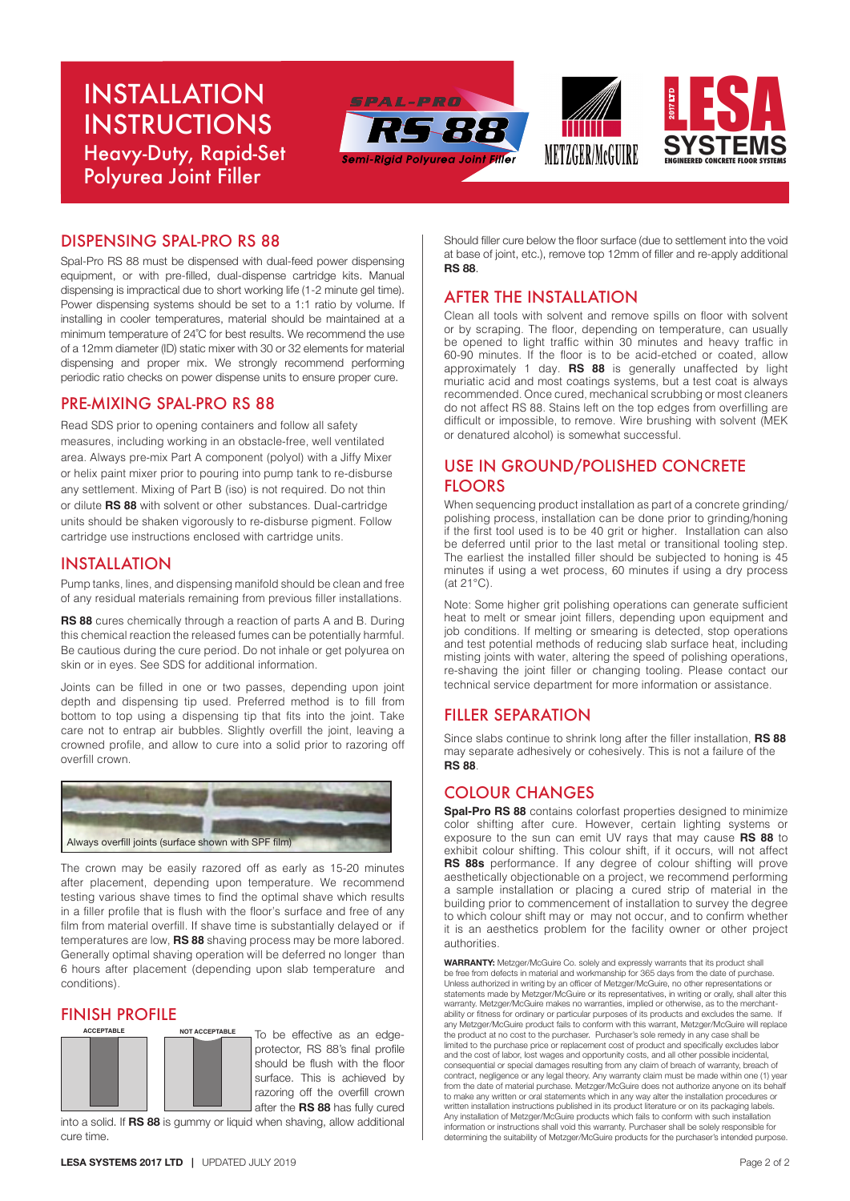# INSTALLATION INSTRUCTIONS

## Heavy-Duty, Rapid-Set Polyurea Joint Filler

SPAL-PRO RS 88
Semi-Rigid Polyurea Joint Filler

METZGER/McGUIRE

LESA SYSTEMS
2017 LTD
ENGINEERED CONCRETE FLOOR SYSTEMS

## DISPENSING SPAL-PRO RS 88

Spal-Pro RS 88 must be dispensed with dual-feed power dispensing equipment, or with pre-filled, dual-dispense cartridge kits. Manual dispensing is impractical due to short working life (1-2 minute gel time). Power dispensing systems should be set to a 1:1 ratio by volume. If installing in cooler temperatures, material should be maintained at a minimum temperature of 24˚C for best results. We recommend the use of a 12mm diameter (ID) static mixer with 30 or 32 elements for material dispensing and proper mix. We strongly recommend performing periodic ratio checks on power dispense units to ensure proper cure.

## PRE-MIXING SPAL-PRO RS 88

Read SDS prior to opening containers and follow all safety measures, including working in an obstacle-free, well ventilated area. Always pre-mix Part A component (polyol) with a Jiffy Mixer or helix paint mixer prior to pouring into pump tank to re-disburse any settlement. Mixing of Part B (iso) is not required. Do not thin or dilute **RS 88** with solvent or other substances. Dual-cartridge units should be shaken vigorously to re-disburse pigment. Follow cartridge use instructions enclosed with cartridge units.

## INSTALLATION

Pump tanks, lines, and dispensing manifold should be clean and free of any residual materials remaining from previous filler installations.

**RS 88** cures chemically through a reaction of parts A and B. During this chemical reaction the released fumes can be potentially harmful. Be cautious during the cure period. Do not inhale or get polyurea on skin or in eyes. See SDS for additional information.

Joints can be filled in one or two passes, depending upon joint depth and dispensing tip used. Preferred method is to fill from bottom to top using a dispensing tip that fits into the joint. Take care not to entrap air bubbles. Slightly overfill the joint, leaving a crowned profile, and allow to cure into a solid prior to razoring off overfill crown.

Always overfill joints (surface shown with SPF film)

The crown may be easily razored off as early as 15-20 minutes after placement, depending upon temperature. We recommend testing various shave times to find the optimal shave which results in a filler profile that is flush with the floor's surface and free of any film from material overfill. If shave time is substantially delayed or if temperatures are low, **RS 88** shaving process may be more labored. Generally optimal shaving operation will be deferred no longer than 6 hours after placement (depending upon slab temperature and conditions).

## FINISH PROFILE

ACCEPTABLE

NOT ACCEPTABLE

To be effective as an edge-protector, RS 88's final profile should be flush with the floor surface. This is achieved by razoring off the overfill crown after the **RS 88** has fully cured into a solid. If **RS 88** is gummy or liquid when shaving, allow additional cure time.

Should filler cure below the floor surface (due to settlement into the void at base of joint, etc.), remove top 12mm of filler and re-apply additional **RS 88**.

## AFTER THE INSTALLATION

Clean all tools with solvent and remove spills on floor with solvent or by scraping. The floor, depending on temperature, can usually be opened to light traffic within 30 minutes and heavy traffic in 60-90 minutes. If the floor is to be acid-etched or coated, allow approximately 1 day. **RS 88** is generally unaffected by light muriatic acid and most coatings systems, but a test coat is always recommended. Once cured, mechanical scrubbing or most cleaners do not affect RS 88. Stains left on the top edges from overfilling are difficult or impossible, to remove. Wire brushing with solvent (MEK or denatured alcohol) is somewhat successful.

## USE IN GROUND/POLISHED CONCRETE FLOORS

When sequencing product installation as part of a concrete grinding/polishing process, installation can be done prior to grinding/honing if the first tool used is to be 40 grit or higher. Installation can also be deferred until prior to the last metal or transitional tooling step. The earliest the installed filler should be subjected to honing is 45 minutes if using a wet process, 60 minutes if using a dry process (at 21°C).

Note: Some higher grit polishing operations can generate sufficient heat to melt or smear joint fillers, depending upon equipment and job conditions. If melting or smearing is detected, stop operations and test potential methods of reducing slab surface heat, including misting joints with water, altering the speed of polishing operations, re-shaving the joint filler or changing tooling. Please contact our technical service department for more information or assistance.

## FILLER SEPARATION

Since slabs continue to shrink long after the filler installation, **RS 88** may separate adhesively or cohesively. This is not a failure of the **RS 88**.

## COLOUR CHANGES

**Spal-Pro RS 88** contains colorfast properties designed to minimize color shifting after cure. However, certain lighting systems or exposure to the sun can emit UV rays that may cause **RS 88** to exhibit colour shifting. This colour shift, if it occurs, will not affect **RS 88s** performance. If any degree of colour shifting will prove aesthetically objectionable on a project, we recommend performing a sample installation or placing a cured strip of material in the building prior to commencement of installation to survey the degree to which colour shift may or may not occur, and to confirm whether it is an aesthetics problem for the facility owner or other project authorities.

**WARRANTY:** Metzger/McGuire Co. solely and expressly warrants that its product shall be free from defects in material and workmanship for 365 days from the date of purchase. Unless authorized in writing by an officer of Metzger/McGuire, no other representations or statements made by Metzger/McGuire or its representatives, in writing or orally, shall alter this warranty. Metzger/McGuire makes no warranties, implied or otherwise, as to the merchantability or fitness for ordinary or particular purposes of its products and excludes the same. If any Metzger/McGuire product fails to conform with this warrant, Metzger/McGuire will replace the product at no cost to the purchaser. Purchaser's sole remedy in any case shall be limited to the purchase price or replacement cost of product and specifically excludes labor and the cost of labor, lost wages and opportunity costs, and all other possible incidental, consequential or special damages resulting from any claim of breach of warranty, breach of contract, negligence or any legal theory. Any warranty claim must be made within one (1) year from the date of material purchase. Metzger/McGuire does not authorize anyone on its behalf to make any written or oral statements which in any way alter the installation procedures or written installation instructions published in its product literature or on its packaging labels. Any installation of Metzger/McGuire products which fails to conform with such installation information or instructions shall void this warranty. Purchaser shall be solely responsible for determining the suitability of Metzger/McGuire products for the purchaser's intended purpose.

**LESA SYSTEMS 2017 LTD** | UPDATED JULY 2019